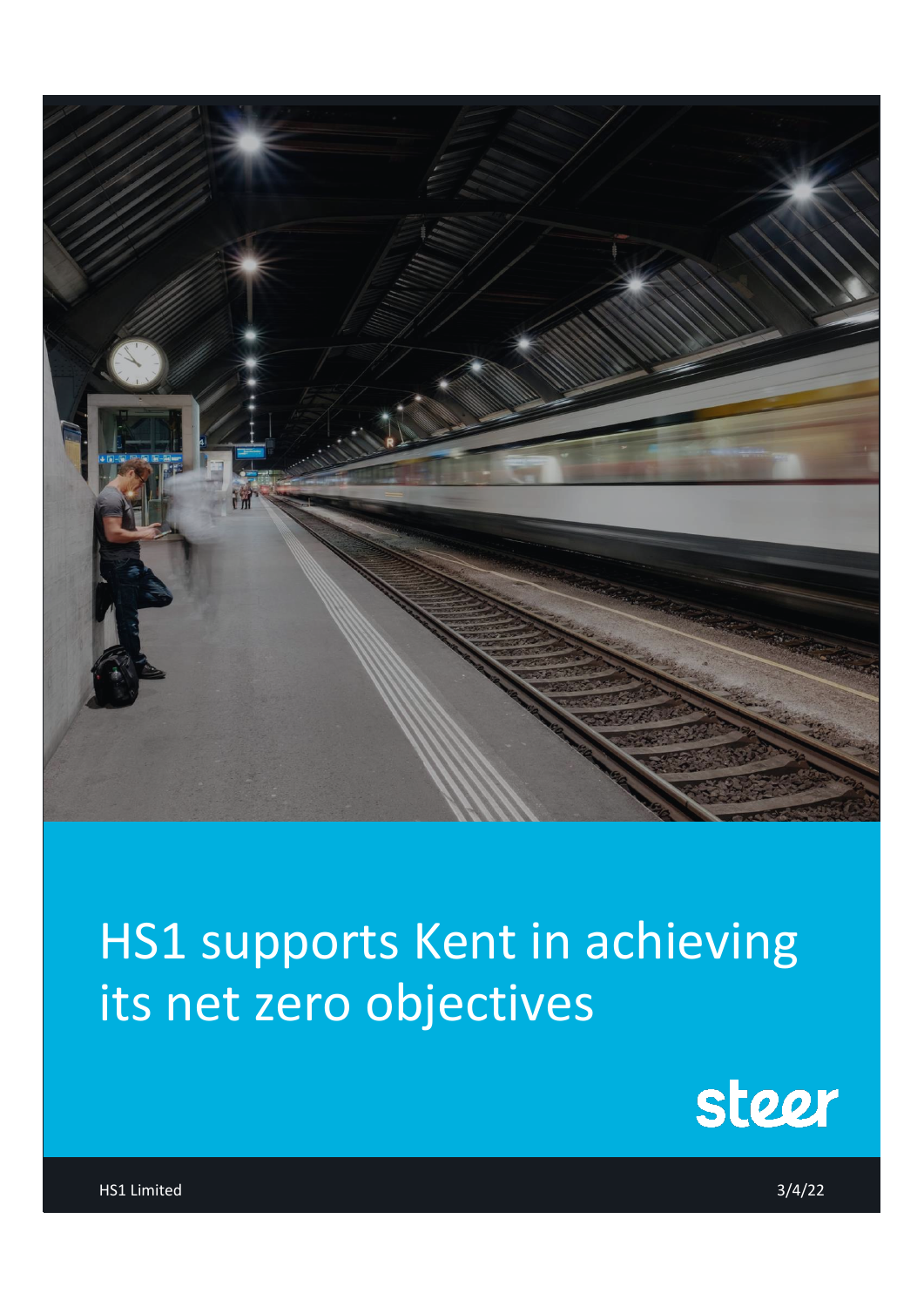# HS1 supports Kent in achieving its net zero objectives

steer

HS1 Limited

3/4/22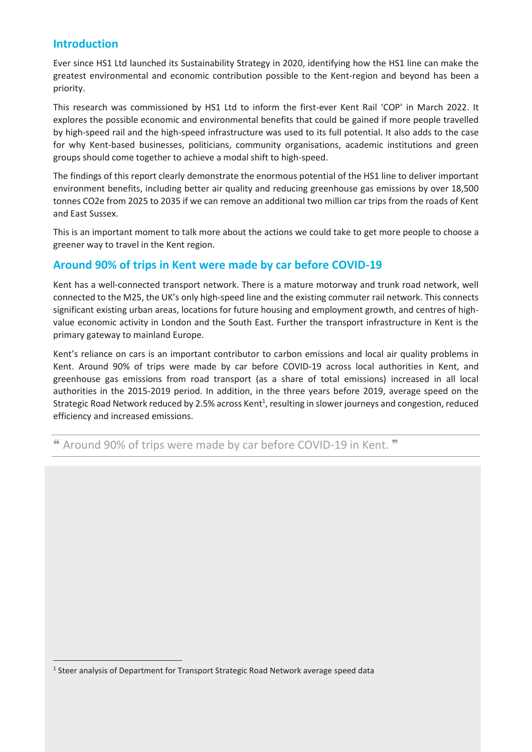## Introduction

Ever since HS1 Ltd launched its Sustainability Strategy in 2020, identifying how the HS1 line can make the greatest environmental and economic contribution possible to the Kent-region and beyond has been a priority.

This research was commissioned by HS1 Ltd to inform the first-ever Kent Rail 'COP' in March 2022. It explores the possible economic and environmental benefits that could be gained if more people travelled by high-speed rail and the high-speed infrastructure was used to its full potential. It also adds to the case for why Kent-based businesses, politicians, community organisations, academic institutions and green groups should come together to achieve a modal shift to high-speed.

The findings of this report clearly demonstrate the enormous potential of the HS1 line to deliver important environment benefits, including better air quality and reducing greenhouse gas emissions by over 18,500 tonnes CO2e from 2025 to 2035 if we can remove an additional two million car trips from the roads of Kent and East Sussex.

This is an important moment to talk more about the actions we could take to get more people to choose a greener way to travel in the Kent region.

## Around 90% of trips in Kent were made by car before COVID-19

Kent has a well-connected transport network. There is a mature motorway and trunk road network, well connected to the M25, the UK's only high-speed line and the existing commuter rail network. This connects significant existing urban areas, locations for future housing and employment growth, and centres of high-value economic activity in London and the South East. Further the transport infrastructure in Kent is the primary gateway to mainland Europe.

Kent's reliance on cars is an important contributor to carbon emissions and local air quality problems in Kent. Around 90% of trips were made by car before COVID-19 across local authorities in Kent, and greenhouse gas emissions from road transport (as a share of total emissions) increased in all local authorities in the 2015-2019 period. In addition, in the three years before 2019, average speed on the Strategic Road Network reduced by 2.5% across Kent[1], resulting in slower journeys and congestion, reduced efficiency and increased emissions.

> " Around 90% of trips were made by car before COVID-19 in Kent. "

[1] Steer analysis of Department for Transport Strategic Road Network average speed data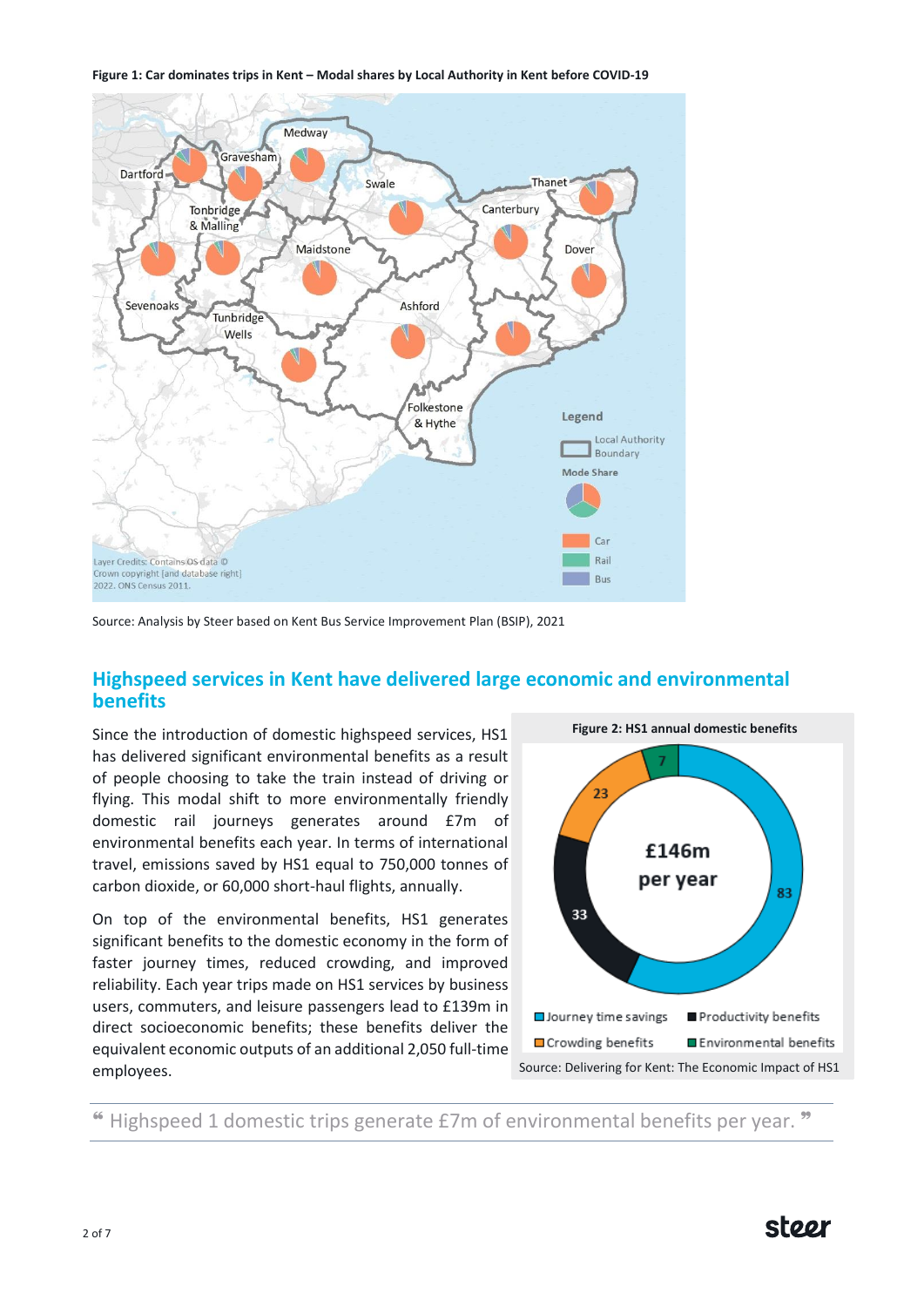**Figure 1: Car dominates trips in Kent – Modal shares by Local Authority in Kent before COVID-19**

Source: Analysis by Steer based on Kent Bus Service Improvement Plan (BSIP), 2021

## Highspeed services in Kent have delivered large economic and environmental benefits

Since the introduction of domestic highspeed services, HS1 has delivered significant environmental benefits as a result of people choosing to take the train instead of driving or flying. This modal shift to more environmentally friendly domestic rail journeys generates around £7m of environmental benefits each year. In terms of international travel, emissions saved by HS1 equal to 750,000 tonnes of carbon dioxide, or 60,000 short-haul flights, annually.

On top of the environmental benefits, HS1 generates significant benefits to the domestic economy in the form of faster journey times, reduced crowding, and improved reliability. Each year trips made on HS1 services by business users, commuters, and leisure passengers lead to £139m in direct socioeconomic benefits; these benefits deliver the equivalent economic outputs of an additional 2,050 full-time employees.

**Figure 2: HS1 annual domestic benefits**

£146m per year

- Journey time savings: 83
- Productivity benefits: 33
- Crowding benefits: 23
- Environmental benefits: 7

Source: Delivering for Kent: The Economic Impact of HS1

> “ Highspeed 1 domestic trips generate £7m of environmental benefits per year. ”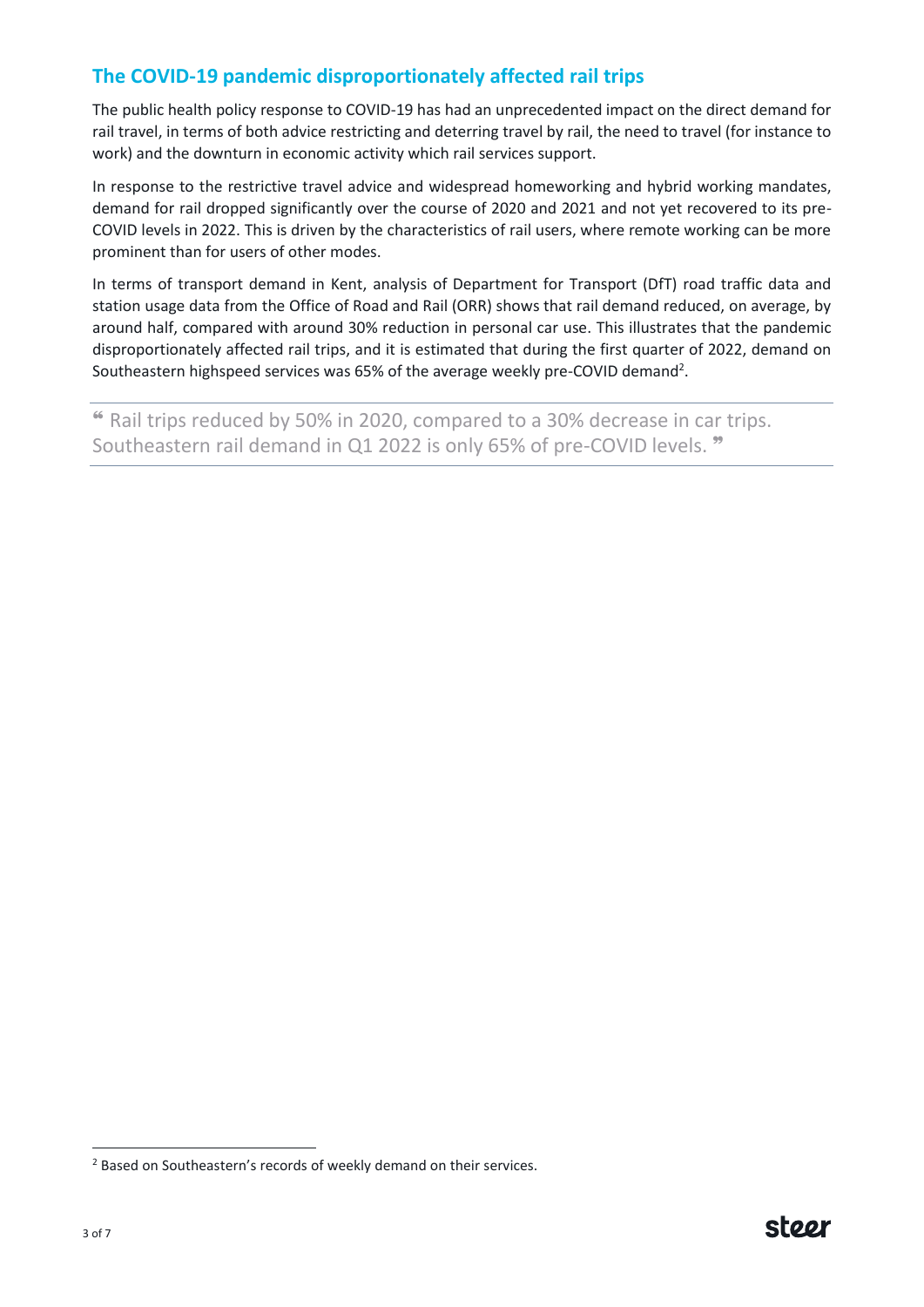## The COVID-19 pandemic disproportionately affected rail trips

The public health policy response to COVID-19 has had an unprecedented impact on the direct demand for rail travel, in terms of both advice restricting and deterring travel by rail, the need to travel (for instance to work) and the downturn in economic activity which rail services support.

In response to the restrictive travel advice and widespread homeworking and hybrid working mandates, demand for rail dropped significantly over the course of 2020 and 2021 and not yet recovered to its pre-COVID levels in 2022. This is driven by the characteristics of rail users, where remote working can be more prominent than for users of other modes.

In terms of transport demand in Kent, analysis of Department for Transport (DfT) road traffic data and station usage data from the Office of Road and Rail (ORR) shows that rail demand reduced, on average, by around half, compared with around 30% reduction in personal car use. This illustrates that the pandemic disproportionately affected rail trips, and it is estimated that during the first quarter of 2022, demand on Southeastern highspeed services was 65% of the average weekly pre-COVID demand[2].

> " Rail trips reduced by 50% in 2020, compared to a 30% decrease in car trips. Southeastern rail demand in Q1 2022 is only 65% of pre-COVID levels. "

[2] Based on Southeastern's records of weekly demand on their services.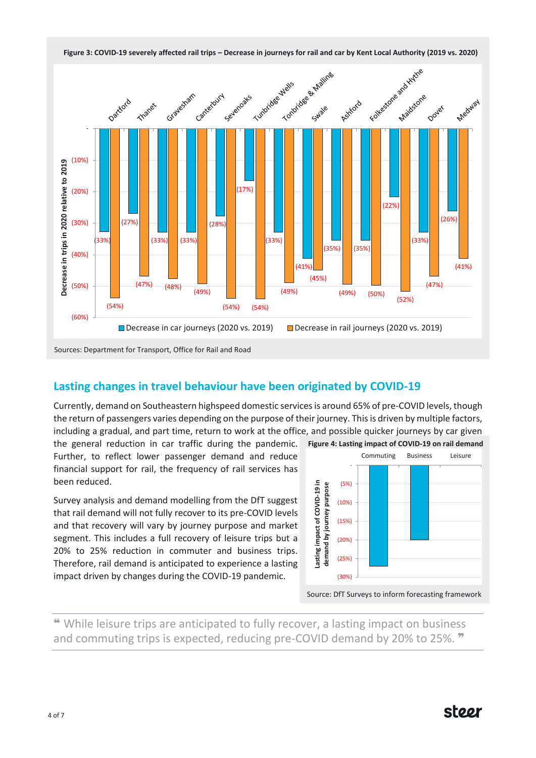**Figure 3: COVID-19 severely affected rail trips – Decrease in journeys for rail and car by Kent Local Authority (2019 vs. 2020)**

| Local Authority | Decrease in car journeys (2020 vs. 2019) | Decrease in rail journeys (2020 vs. 2019) |
|---|---|---|
| Dartford | (33%) | (54%) |
| Thanet | (27%) | (47%) |
| Gravesham | (33%) | (48%) |
| Canterbury | (33%) | (49%) |
| Sevenoaks | (28%) | (54%) |
| Tunbridge Wells | (17%) | (54%) |
| Tonbridge & Malling | (33%) | (49%) |
| Swale | (41%) | (45%) |
| Ashford | (35%) | (49%) |
| Folkestone and Hythe | (35%) | (50%) |
| Maidstone | (22%) | (52%) |
| Dover | (33%) | (47%) |
| Medway | (26%) | (41%) |

Sources: Department for Transport, Office for Rail and Road

## Lasting changes in travel behaviour have been originated by COVID-19

Currently, demand on Southeastern highspeed domestic services is around 65% of pre-COVID levels, though the return of passengers varies depending on the purpose of their journey. This is driven by multiple factors, including a gradual, and part time, return to work at the office, and possible quicker journeys by car given the general reduction in car traffic during the pandemic. Further, to reflect lower passenger demand and reduce financial support for rail, the frequency of rail services has been reduced.

Survey analysis and demand modelling from the DfT suggest that rail demand will not fully recover to its pre-COVID levels and that recovery will vary by journey purpose and market segment. This includes a full recovery of leisure trips but a 20% to 25% reduction in commuter and business trips. Therefore, rail demand is anticipated to experience a lasting impact driven by changes during the COVID-19 pandemic.

**Figure 4: Lasting impact of COVID-19 on rail demand**

| Journey purpose | Lasting impact of COVID-19 in demand by journey purpose |
|---|---|
| Commuting | (27%) |
| Business | (20%) |
| Leisure | 0% |

Source: DfT Surveys to inform forecasting framework

> " While leisure trips are anticipated to fully recover, a lasting impact on business and commuting trips is expected, reducing pre-COVID demand by 20% to 25%. "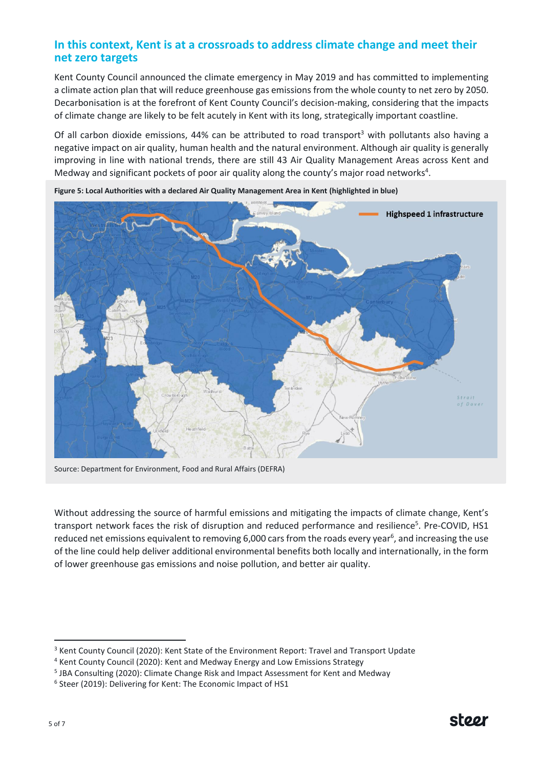## In this context, Kent is at a crossroads to address climate change and meet their net zero targets

Kent County Council announced the climate emergency in May 2019 and has committed to implementing a climate action plan that will reduce greenhouse gas emissions from the whole county to net zero by 2050. Decarbonisation is at the forefront of Kent County Council's decision-making, considering that the impacts of climate change are likely to be felt acutely in Kent with its long, strategically important coastline.

Of all carbon dioxide emissions, 44% can be attributed to road transport[3] with pollutants also having a negative impact on air quality, human health and the natural environment. Although air quality is generally improving in line with national trends, there are still 43 Air Quality Management Areas across Kent and Medway and significant pockets of poor air quality along the county's major road networks[4].

**Figure 5: Local Authorities with a declared Air Quality Management Area in Kent (highlighted in blue)**

Source: Department for Environment, Food and Rural Affairs (DEFRA)

Without addressing the source of harmful emissions and mitigating the impacts of climate change, Kent's transport network faces the risk of disruption and reduced performance and resilience[5]. Pre-COVID, HS1 reduced net emissions equivalent to removing 6,000 cars from the roads every year[6], and increasing the use of the line could help deliver additional environmental benefits both locally and internationally, in the form of lower greenhouse gas emissions and noise pollution, and better air quality.

---

[3] Kent County Council (2020): Kent State of the Environment Report: Travel and Transport Update

[4] Kent County Council (2020): Kent and Medway Energy and Low Emissions Strategy

[5] JBA Consulting (2020): Climate Change Risk and Impact Assessment for Kent and Medway

[6] Steer (2019): Delivering for Kent: The Economic Impact of HS1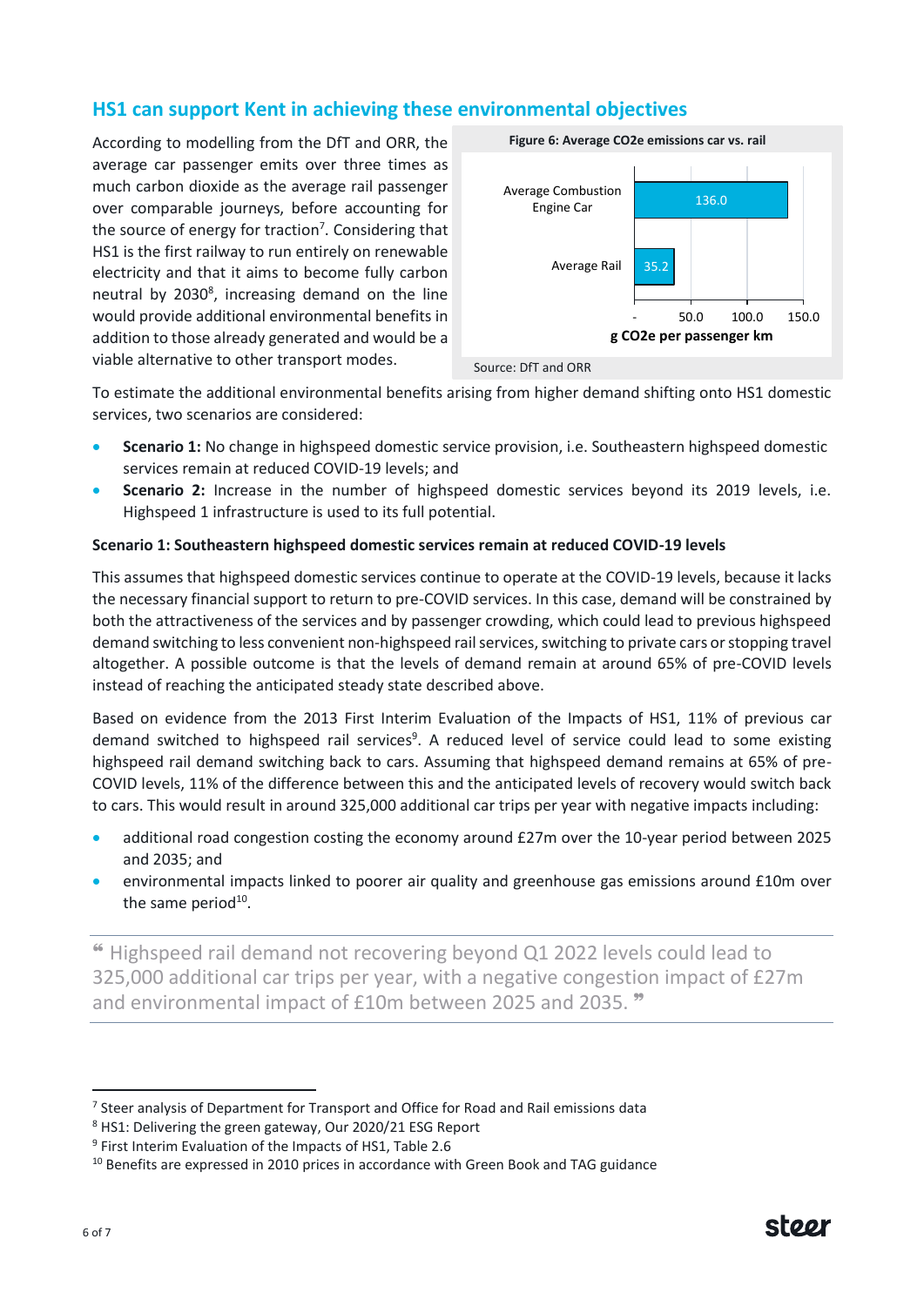## HS1 can support Kent in achieving these environmental objectives

According to modelling from the DfT and ORR, the average car passenger emits over three times as much carbon dioxide as the average rail passenger over comparable journeys, before accounting for the source of energy for traction[7]. Considering that HS1 is the first railway to run entirely on renewable electricity and that it aims to become fully carbon neutral by 2030[8], increasing demand on the line would provide additional environmental benefits in addition to those already generated and would be a viable alternative to other transport modes.

**Figure 6: Average CO2e emissions car vs. rail**

| | g CO2e per passenger km |
|---|---|
| Average Combustion Engine Car | 136.0 |
| Average Rail | 35.2 |

Source: DfT and ORR

To estimate the additional environmental benefits arising from higher demand shifting onto HS1 domestic services, two scenarios are considered:

- **Scenario 1:** No change in highspeed domestic service provision, i.e. Southeastern highspeed domestic services remain at reduced COVID-19 levels; and
- **Scenario 2:** Increase in the number of highspeed domestic services beyond its 2019 levels, i.e. Highspeed 1 infrastructure is used to its full potential.

**Scenario 1: Southeastern highspeed domestic services remain at reduced COVID-19 levels**

This assumes that highspeed domestic services continue to operate at the COVID-19 levels, because it lacks the necessary financial support to return to pre-COVID services. In this case, demand will be constrained by both the attractiveness of the services and by passenger crowding, which could lead to previous highspeed demand switching to less convenient non-highspeed rail services, switching to private cars or stopping travel altogether. A possible outcome is that the levels of demand remain at around 65% of pre-COVID levels instead of reaching the anticipated steady state described above.

Based on evidence from the 2013 First Interim Evaluation of the Impacts of HS1, 11% of previous car demand switched to highspeed rail services[9]. A reduced level of service could lead to some existing highspeed rail demand switching back to cars. Assuming that highspeed demand remains at 65% of pre-COVID levels, 11% of the difference between this and the anticipated levels of recovery would switch back to cars. This would result in around 325,000 additional car trips per year with negative impacts including:

- additional road congestion costing the economy around £27m over the 10-year period between 2025 and 2035; and
- environmental impacts linked to poorer air quality and greenhouse gas emissions around £10m over the same period[10].

> “ Highspeed rail demand not recovering beyond Q1 2022 levels could lead to 325,000 additional car trips per year, with a negative congestion impact of £27m and environmental impact of £10m between 2025 and 2035. ”

---

[7] Steer analysis of Department for Transport and Office for Road and Rail emissions data

[8] HS1: Delivering the green gateway, Our 2020/21 ESG Report

[9] First Interim Evaluation of the Impacts of HS1, Table 2.6

[10] Benefits are expressed in 2010 prices in accordance with Green Book and TAG guidance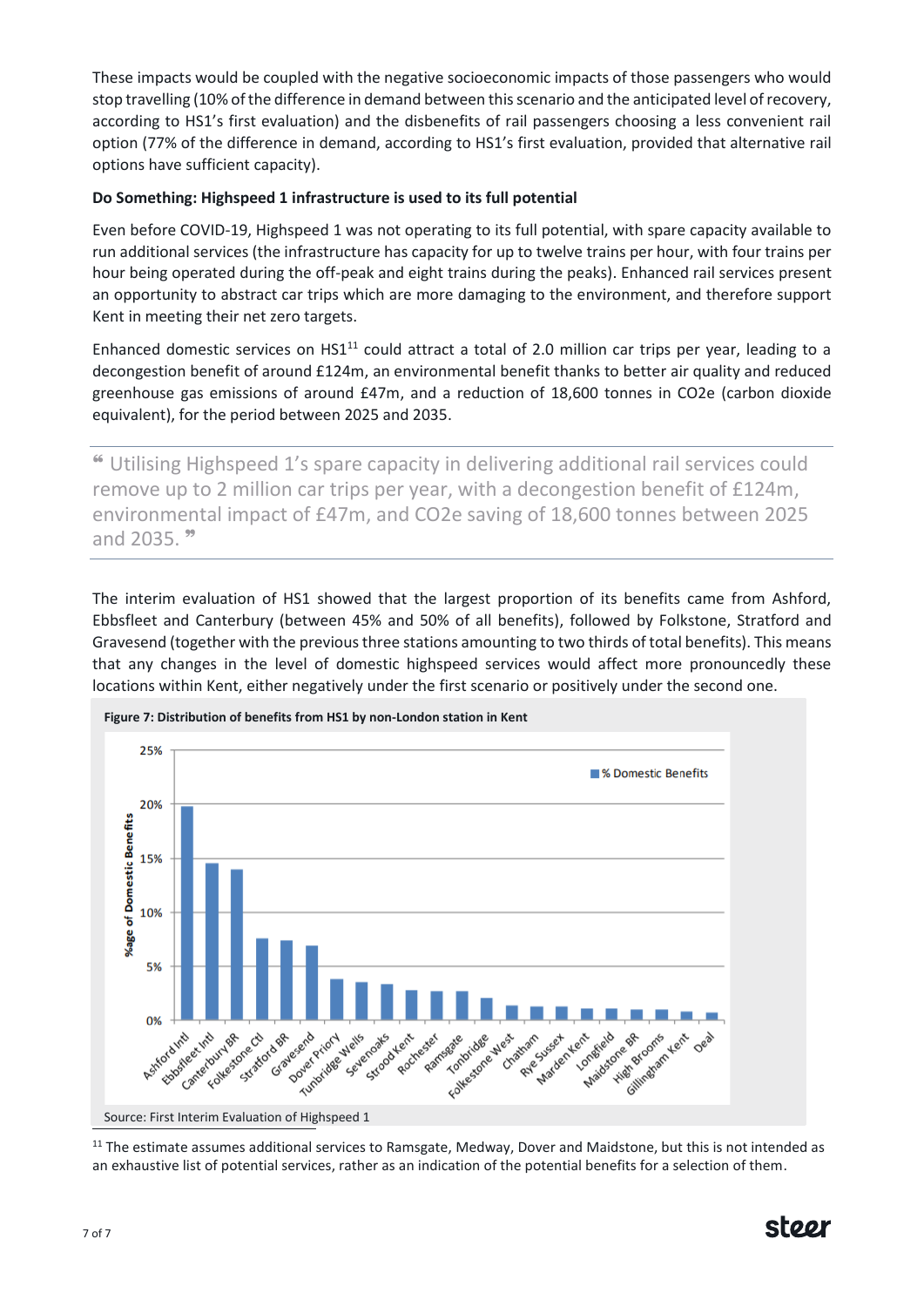These impacts would be coupled with the negative socioeconomic impacts of those passengers who would stop travelling (10% of the difference in demand between this scenario and the anticipated level of recovery, according to HS1's first evaluation) and the disbenefits of rail passengers choosing a less convenient rail option (77% of the difference in demand, according to HS1's first evaluation, provided that alternative rail options have sufficient capacity).

**Do Something: Highspeed 1 infrastructure is used to its full potential**

Even before COVID-19, Highspeed 1 was not operating to its full potential, with spare capacity available to run additional services (the infrastructure has capacity for up to twelve trains per hour, with four trains per hour being operated during the off-peak and eight trains during the peaks). Enhanced rail services present an opportunity to abstract car trips which are more damaging to the environment, and therefore support Kent in meeting their net zero targets.

Enhanced domestic services on HS1[11] could attract a total of 2.0 million car trips per year, leading to a decongestion benefit of around £124m, an environmental benefit thanks to better air quality and reduced greenhouse gas emissions of around £47m, and a reduction of 18,600 tonnes in CO2e (carbon dioxide equivalent), for the period between 2025 and 2035.

> " Utilising Highspeed 1's spare capacity in delivering additional rail services could remove up to 2 million car trips per year, with a decongestion benefit of £124m, environmental impact of £47m, and CO2e saving of 18,600 tonnes between 2025 and 2035. "

The interim evaluation of HS1 showed that the largest proportion of its benefits came from Ashford, Ebbsfleet and Canterbury (between 45% and 50% of all benefits), followed by Folkstone, Stratford and Gravesend (together with the previous three stations amounting to two thirds of total benefits). This means that any changes in the level of domestic highspeed services would affect more pronouncedly these locations within Kent, either negatively under the first scenario or positively under the second one.

**Figure 7: Distribution of benefits from HS1 by non-London station in Kent**

%age of Domestic Benefits

25%
20%
15%
10%
5%
0%

% Domestic Benefits

Ashford Intl, Ebbsfleet Intl, Canterbury BR, Folkestone Ctl, Stratford BR, Gravesend, Dover Priory, Tunbridge Wells, Sevenoaks, Strood Kent, Rochester, Ramsgate, Tonbridge, Folkestone West, Chatham, Rye Sussex, Marden Kent, Longfield, Maidstone BR, High Brooms, Gillingham Kent, Deal

Source: First Interim Evaluation of Highspeed 1

[11] The estimate assumes additional services to Ramsgate, Medway, Dover and Maidstone, but this is not intended as an exhaustive list of potential services, rather as an indication of the potential benefits for a selection of them.